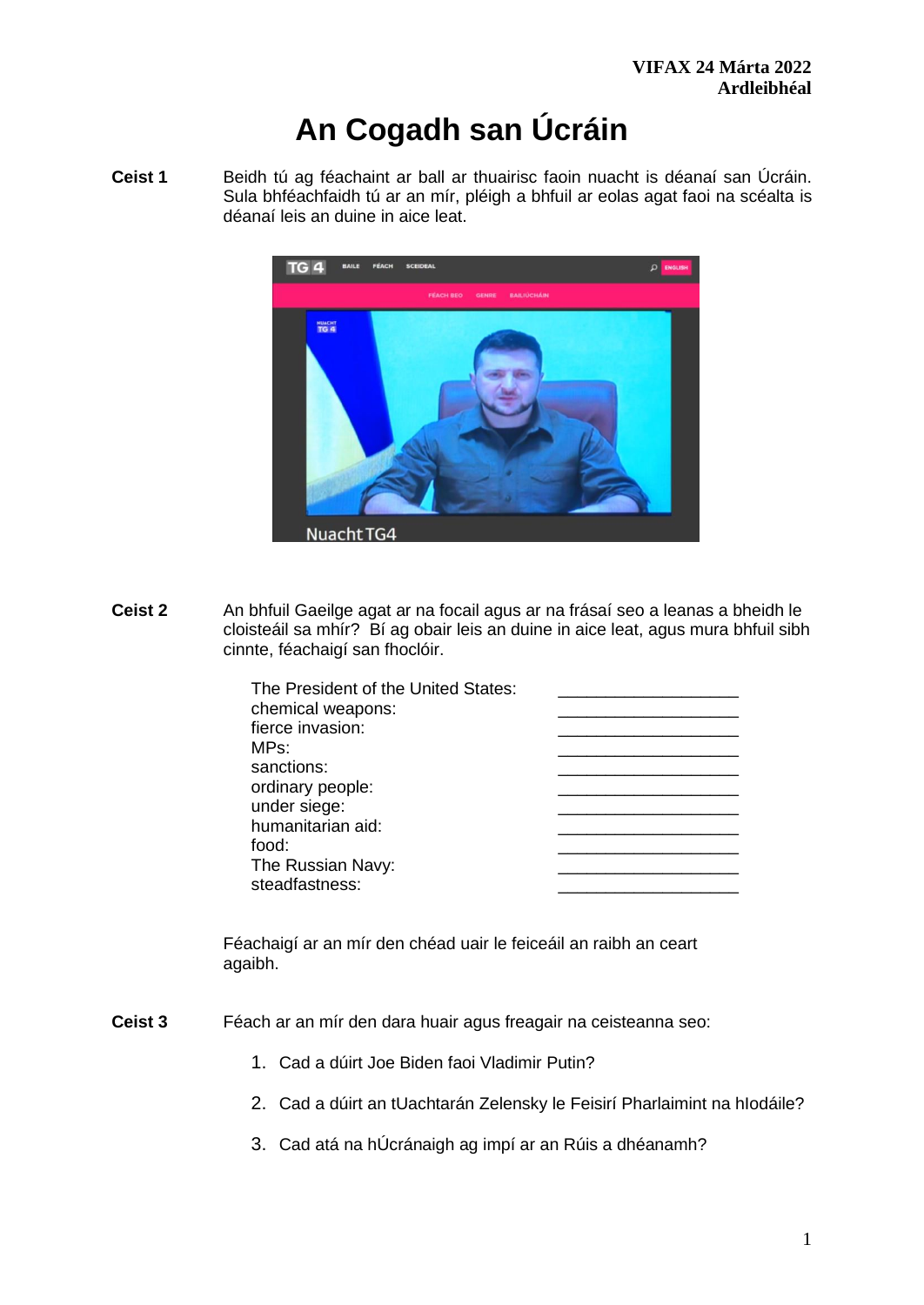**VIFAX 24 Márta 2022**
**Ardleibhéal**

# An Cogadh san Úcráin

**Ceist 1** Beidh tú ag féachaint ar ball ar thuairisc faoin nuacht is déanaí san Úcráin. Sula bhféachfaidh tú ar an mír, pléigh a bhfuil ar eolas agat faoi na scéalta is déanaí leis an duine in aice leat.

**Ceist 2** An bhfuil Gaeilge agat ar na focail agus ar na frásaí seo a leanas a bheidh le cloisteáil sa mhír? Bí ag obair leis an duine in aice leat, agus mura bhfuil sibh cinnte, féachaigí san fhoclóir.

| | |
|---|---|
| The President of the United States: | ___________________ |
| chemical weapons: | ___________________ |
| fierce invasion: | ___________________ |
| MPs: | ___________________ |
| sanctions: | ___________________ |
| ordinary people: | ___________________ |
| under siege: | ___________________ |
| humanitarian aid: | ___________________ |
| food: | ___________________ |
| The Russian Navy: | ___________________ |
| steadfastness: | ___________________ |

Féachaigí ar an mír den chéad uair le feiceáil an raibh an ceart agaibh.

**Ceist 3** Féach ar an mír den dara huair agus freagair na ceisteanna seo:

1. Cad a dúirt Joe Biden faoi Vladimir Putin?
2. Cad a dúirt an tUachtarán Zelensky le Feisirí Pharlaimint na hIodáile?
3. Cad atá na hÚcránaigh ag impí ar an Rúis a dhéanamh?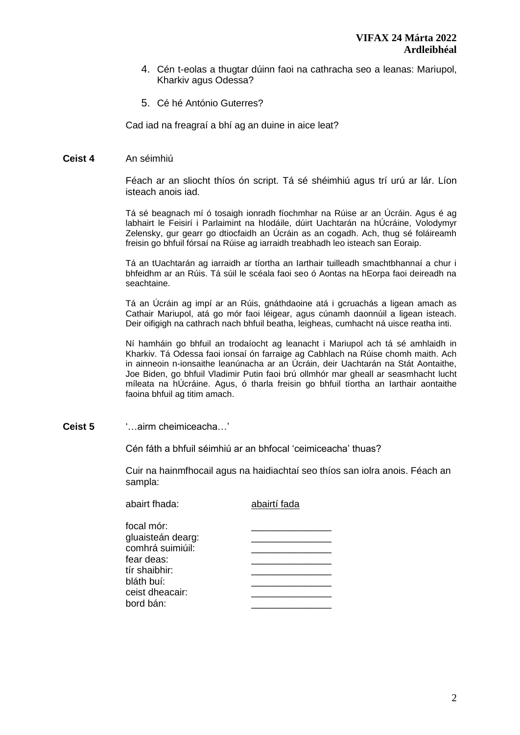4. Cén t-eolas a thugtar dúinn faoi na cathracha seo a leanas: Mariupol, Kharkiv agus Odessa?

5. Cé hé António Guterres?

Cad iad na freagraí a bhí ag an duine in aice leat?

**Ceist 4** An séimhiú

Féach ar an sliocht thíos ón script. Tá sé shéimhiú agus trí urú ar lár. Líon isteach anois iad.

Tá sé beagnach mí ó tosaigh ionradh fíochmhar na Rúise ar an Úcráin. Agus é ag labhairt le Feisirí i Parlaimint na hIodáile, dúirt Uachtarán na hÚcráine, Volodymyr Zelensky, gur gearr go dtiocfaidh an Úcráin as an cogadh. Ach, thug sé foláireamh freisin go bhfuil fórsaí na Rúise ag iarraidh treabhadh leo isteach san Eoraip.

Tá an tUachtarán ag iarraidh ar tíortha an Iarthair tuilleadh smachtbhannaí a chur i bhfeidhm ar an Rúis. Tá súil le scéala faoi seo ó Aontas na hEorpa faoi deireadh na seachtaine.

Tá an Úcráin ag impí ar an Rúis, gnáthdaoine atá i gcruachás a ligean amach as Cathair Mariupol, atá go mór faoi léigear, agus cúnamh daonnúil a ligean isteach. Deir oifigigh na cathrach nach bhfuil beatha, leigheas, cumhacht ná uisce reatha inti.

Ní hamháin go bhfuil an trodaíocht ag leanacht i Mariupol ach tá sé amhlaidh in Kharkiv. Tá Odessa faoi ionsaí ón farraige ag Cabhlach na Rúise chomh maith. Ach in ainneoin n-ionsaithe leanúnacha ar an Úcráin, deir Uachtarán na Stát Aontaithe, Joe Biden, go bhfuil Vladimir Putin faoi brú ollmhór mar gheall ar seasmhacht lucht míleata na hÚcráine. Agus, ó tharla freisin go bhfuil tíortha an Iarthair aontaithe faoina bhfuil ag titim amach.

**Ceist 5** '…airm cheimiceacha…'

Cén fáth a bhfuil séimhiú ar an bhfocal 'ceimiceacha' thuas?

Cuir na hainmfhocail agus na haidiachtaí seo thíos san iolra anois. Féach an sampla:

| | |
|---|---|
| abairt fhada: | abairtí fada |
| focal mór: | _______________ |
| gluaisteán dearg: | _______________ |
| comhrá suimiúil: | _______________ |
| fear deas: | _______________ |
| tír shaibhir: | _______________ |
| bláth buí: | _______________ |
| ceist dheacair: | _______________ |
| bord bán: | _______________ |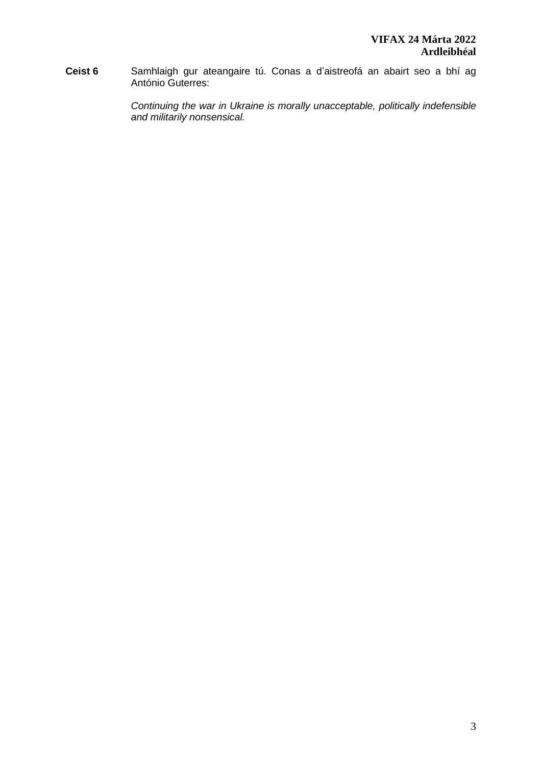**Ceist 6** Samhlaigh gur ateangaire tú. Conas a d'aistreofá an abairt seo a bhí ag António Guterres:

*Continuing the war in Ukraine is morally unacceptable, politically indefensible and militarily nonsensical.*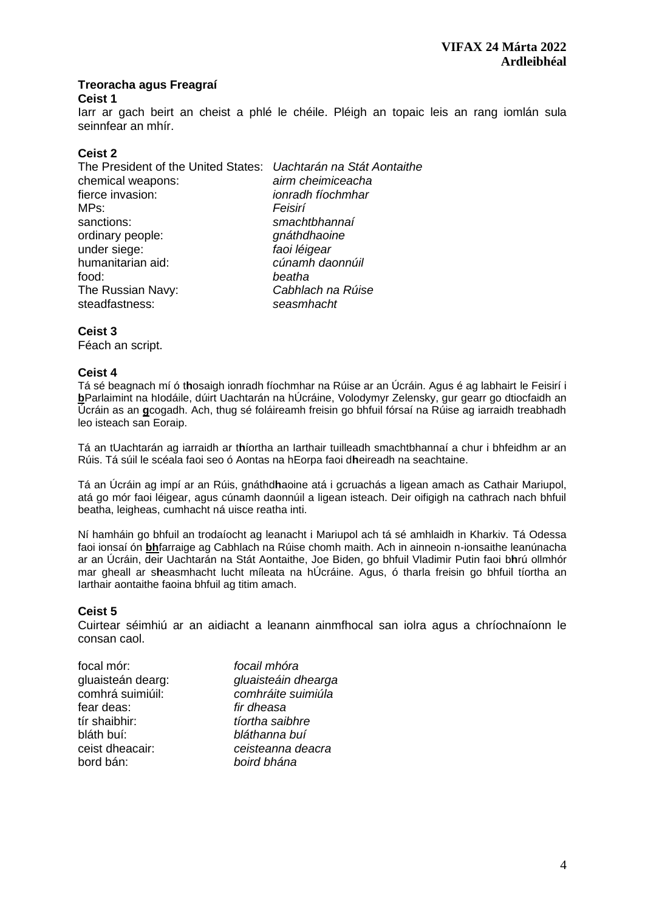**VIFAX 24 Márta 2022**
**Ardleibhéal**

### Treoracha agus Freagraí

**Ceist 1**

Iarr ar gach beirt an cheist a phlé le chéile. Pléigh an topaic leis an rang iomlán sula seinnfear an mhír.

**Ceist 2**

| | |
|---|---|
| The President of the United States: | *Uachtarán na Stát Aontaithe* |
| chemical weapons: | *airm cheimiceacha* |
| fierce invasion: | *ionradh fíochmhar* |
| MPs: | *Feisirí* |
| sanctions: | *smachtbhannaí* |
| ordinary people: | *gnáthdhaoine* |
| under siege: | *faoi léigear* |
| humanitarian aid: | *cúnamh daonnúil* |
| food: | *beatha* |
| The Russian Navy: | *Cabhlach na Rúise* |
| steadfastness: | *seasmhacht* |

**Ceist 3**

Féach an script.

**Ceist 4**

Tá sé beagnach mí ó t**h**osaigh ionradh fíochmhar na Rúise ar an Úcráin. Agus é ag labhairt le Feisirí i **b**Parlaimint na hIodáile, dúirt Uachtarán na hÚcráine, Volodymyr Zelensky, gur gearr go dtiocfaidh an Úcráin as an **g**cogadh. Ach, thug sé foláireamh freisin go bhfuil fórsaí na Rúise ag iarraidh treabhadh leo isteach san Eoraip.

Tá an tUachtarán ag iarraidh ar t**h**íortha an Iarthair tuilleadh smachtbhannaí a chur i bhfeidhm ar an Rúis. Tá súil le scéala faoi seo ó Aontas na hEorpa faoi d**h**eireadh na seachtaine.

Tá an Úcráin ag impí ar an Rúis, gnáthd**h**aoine atá i gcruachás a ligean amach as Cathair Mariupol, atá go mór faoi léigear, agus cúnamh daonnúil a ligean isteach. Deir oifigigh na cathrach nach bhfuil beatha, leigheas, cumhacht ná uisce reatha inti.

Ní hamháin go bhfuil an trodaíocht ag leanacht i Mariupol ach tá sé amhlaidh in Kharkiv. Tá Odessa faoi ionsaí ón **bh**farraige ag Cabhlach na Rúise chomh maith. Ach in ainneoin n-ionsaithe leanúnacha ar an Úcráin, deir Uachtarán na Stát Aontaithe, Joe Biden, go bhfuil Vladimir Putin faoi b**h**rú ollmhór mar gheall ar s**h**easmhacht lucht míleata na hÚcráine. Agus, ó tharla freisin go bhfuil tíortha an Iarthair aontaithe faoina bhfuil ag titim amach.

**Ceist 5**

Cuirtear séimhiú ar an aidiacht a leanann ainmfhocal san iolra agus a chríochnaíonn le consan caol.

| | |
|---|---|
| focal mór: | *focail mhóra* |
| gluaisteán dearg: | *gluaisteáin dhearga* |
| comhrá suimiúil: | *comhráite suimiúla* |
| fear deas: | *fir dheasa* |
| tír shaibhir: | *tíortha saibhre* |
| bláth buí: | *bláthanna buí* |
| ceist dheacair: | *ceisteanna deacra* |
| bord bán: | *boird bhána* |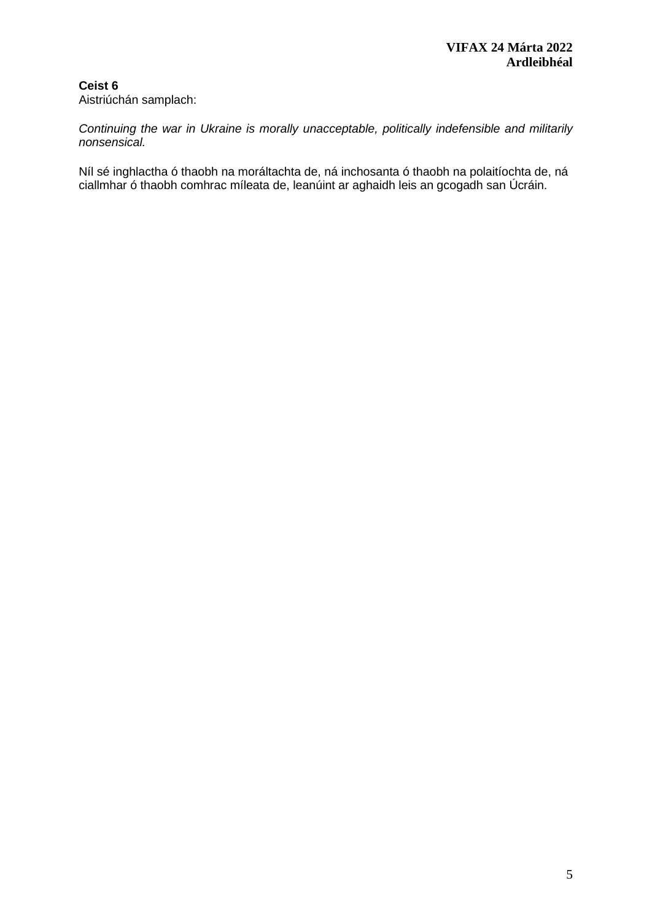**Ceist 6**
Aistriúchán samplach:

*Continuing the war in Ukraine is morally unacceptable, politically indefensible and militarily nonsensical.*

Níl sé inghlactha ó thaobh na moráltachta de, ná inchosanta ó thaobh na polaitíochta de, ná ciallmhar ó thaobh comhrac míleata de, leanúint ar aghaidh leis an gcogadh san Úcráin.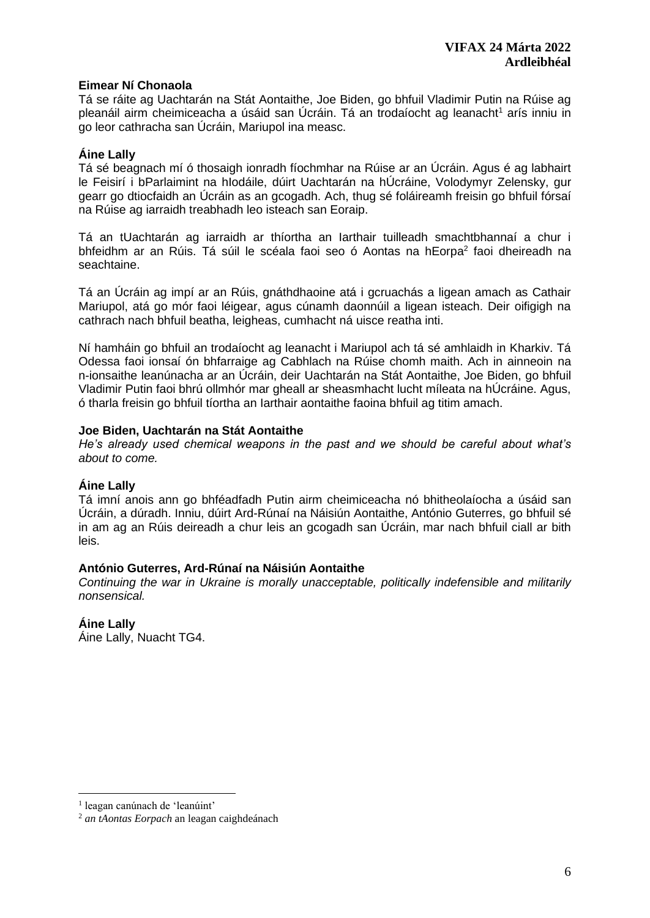**VIFAX 24 Márta 2022**
**Ardleibhéal**

**Eimear Ní Chonaola**
Tá se ráite ag Uachtarán na Stát Aontaithe, Joe Biden, go bhfuil Vladimir Putin na Rúise ag pleanáil airm cheimiceacha a úsáid san Úcráin. Tá an trodaíocht ag leanacht[1] arís inniu in go leor cathracha san Úcráin, Mariupol ina measc.

**Áine Lally**
Tá sé beagnach mí ó thosaigh ionradh fíochmhar na Rúise ar an Úcráin. Agus é ag labhairt le Feisirí i bParlaimint na hIodáile, dúirt Uachtarán na hÚcráine, Volodymyr Zelensky, gur gearr go dtiocfaidh an Úcráin as an gcogadh. Ach, thug sé foláireamh freisin go bhfuil fórsaí na Rúise ag iarraidh treabhadh leo isteach san Eoraip.

Tá an tUachtarán ag iarraidh ar thíortha an Iarthair tuilleadh smachtbhannaí a chur i bhfeidhm ar an Rúis. Tá súil le scéala faoi seo ó Aontas na hEorpa[2] faoi dheireadh na seachtaine.

Tá an Úcráin ag impí ar an Rúis, gnáthdhaoine atá i gcruachás a ligean amach as Cathair Mariupol, atá go mór faoi léigear, agus cúnamh daonnúil a ligean isteach. Deir oifigigh na cathrach nach bhfuil beatha, leigheas, cumhacht ná uisce reatha inti.

Ní hamháin go bhfuil an trodaíocht ag leanacht i Mariupol ach tá sé amhlaidh in Kharkiv. Tá Odessa faoi ionsaí ón bhfarraige ag Cabhlach na Rúise chomh maith. Ach in ainneoin na n-ionsaithe leanúnacha ar an Úcráin, deir Uachtarán na Stát Aontaithe, Joe Biden, go bhfuil Vladimir Putin faoi bhrú ollmhór mar gheall ar sheasmhacht lucht míleata na hÚcráine. Agus, ó tharla freisin go bhfuil tíortha an Iarthair aontaithe faoina bhfuil ag titim amach.

**Joe Biden, Uachtarán na Stát Aontaithe**
*He's already used chemical weapons in the past and we should be careful about what's about to come.*

**Áine Lally**
Tá imní anois ann go bhféadfadh Putin airm cheimiceacha nó bhitheolaíocha a úsáid san Úcráin, a dúradh. Inniu, dúirt Ard-Rúnaí na Náisiún Aontaithe, António Guterres, go bhfuil sé in am ag an Rúis deireadh a chur leis an gcogadh san Úcráin, mar nach bhfuil ciall ar bith leis.

**António Guterres, Ard-Rúnaí na Náisiún Aontaithe**
*Continuing the war in Ukraine is morally unacceptable, politically indefensible and militarily nonsensical.*

**Áine Lally**
Áine Lally, Nuacht TG4.

---

[1] leagan canúnach de 'leanúint'

[2] *an tAontas Eorpach* an leagan caighdeánach